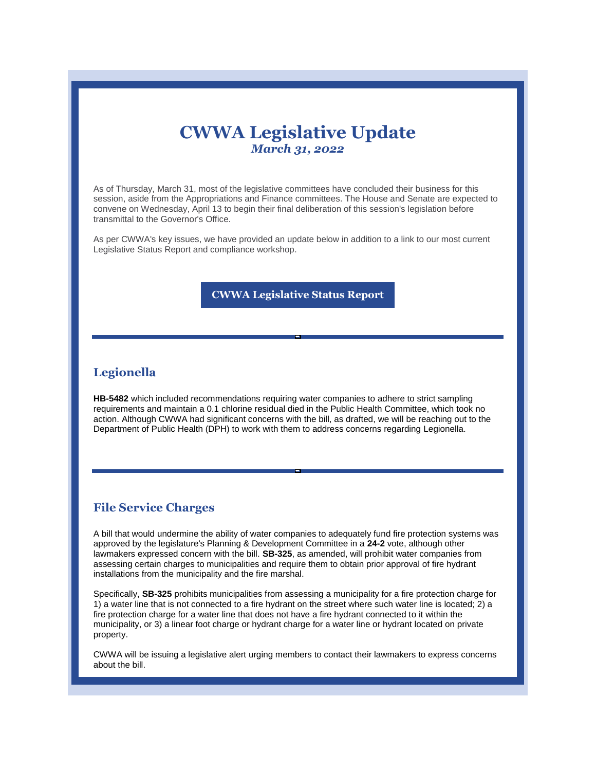# CWWA Legislative Update

*March 31, 2022*

As of Thursday, March 31, most of the legislative committees have concluded their business for this session, aside from the Appropriations and Finance committees. The House and Senate are expected to convene on Wednesday, April 13 to begin their final deliberation of this session's legislation before transmittal to the Governor's Office.

As per CWWA's key issues, we have provided an update below in addition to a link to our most current Legislative Status Report and compliance workshop.

**CWWA Legislative Status Report**

---

## Legionella

**HB-5482** which included recommendations requiring water companies to adhere to strict sampling requirements and maintain a 0.1 chlorine residual died in the Public Health Committee, which took no action. Although CWWA had significant concerns with the bill, as drafted, we will be reaching out to the Department of Public Health (DPH) to work with them to address concerns regarding Legionella.

---

## File Service Charges

A bill that would undermine the ability of water companies to adequately fund fire protection systems was approved by the legislature's Planning & Development Committee in a **24-2** vote, although other lawmakers expressed concern with the bill. **SB-325**, as amended, will prohibit water companies from assessing certain charges to municipalities and require them to obtain prior approval of fire hydrant installations from the municipality and the fire marshal.

Specifically, **SB-325** prohibits municipalities from assessing a municipality for a fire protection charge for 1) a water line that is not connected to a fire hydrant on the street where such water line is located; 2) a fire protection charge for a water line that does not have a fire hydrant connected to it within the municipality, or 3) a linear foot charge or hydrant charge for a water line or hydrant located on private property.

CWWA will be issuing a legislative alert urging members to contact their lawmakers to express concerns about the bill.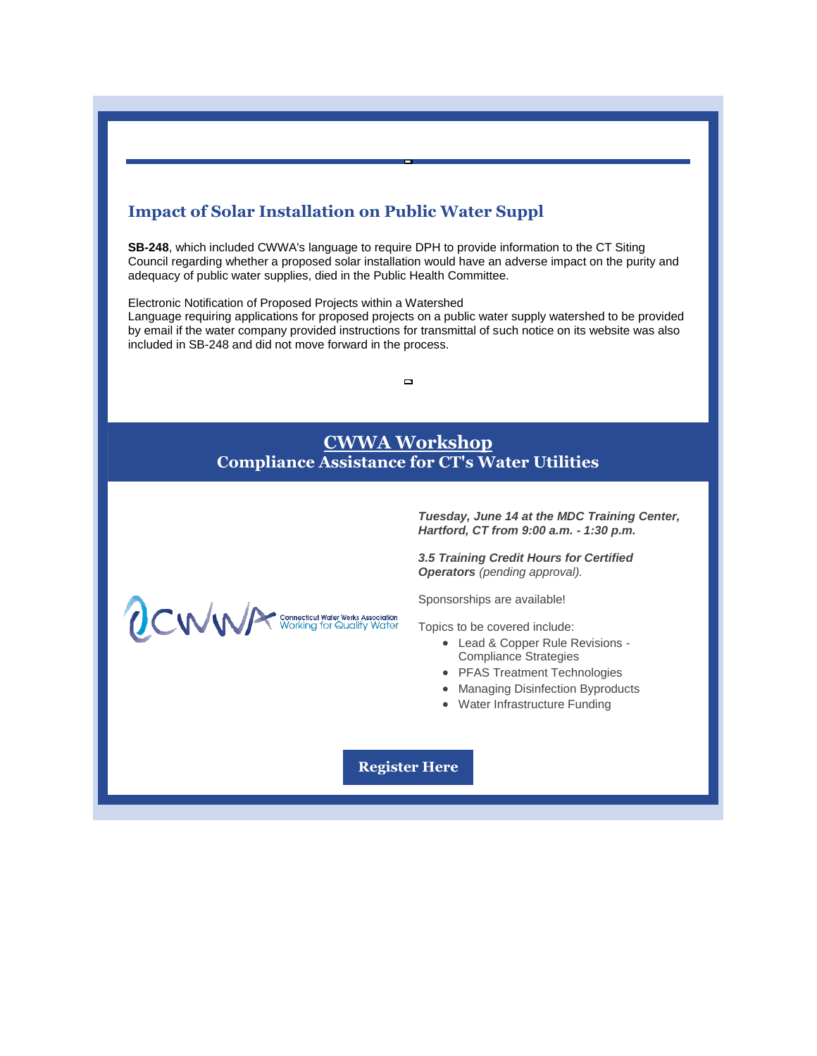## Impact of Solar Installation on Public Water Suppl

**SB-248**, which included CWWA's language to require DPH to provide information to the CT Siting Council regarding whether a proposed solar installation would have an adverse impact on the purity and adequacy of public water supplies, died in the Public Health Committee.

Electronic Notification of Proposed Projects within a Watershed
Language requiring applications for proposed projects on a public water supply watershed to be provided by email if the water company provided instructions for transmittal of such notice on its website was also included in SB-248 and did not move forward in the process.

## CWWA Workshop
## Compliance Assistance for CT's Water Utilities

CWWA Connecticut Water Works Association Working for Quality Water

***Tuesday, June 14 at the MDC Training Center, Hartford, CT from 9:00 a.m. - 1:30 p.m.***

***3.5 Training Credit Hours for Certified Operators*** *(pending approval).*

Sponsorships are available!

Topics to be covered include:

- Lead & Copper Rule Revisions - Compliance Strategies
- PFAS Treatment Technologies
- Managing Disinfection Byproducts
- Water Infrastructure Funding

**Register Here**